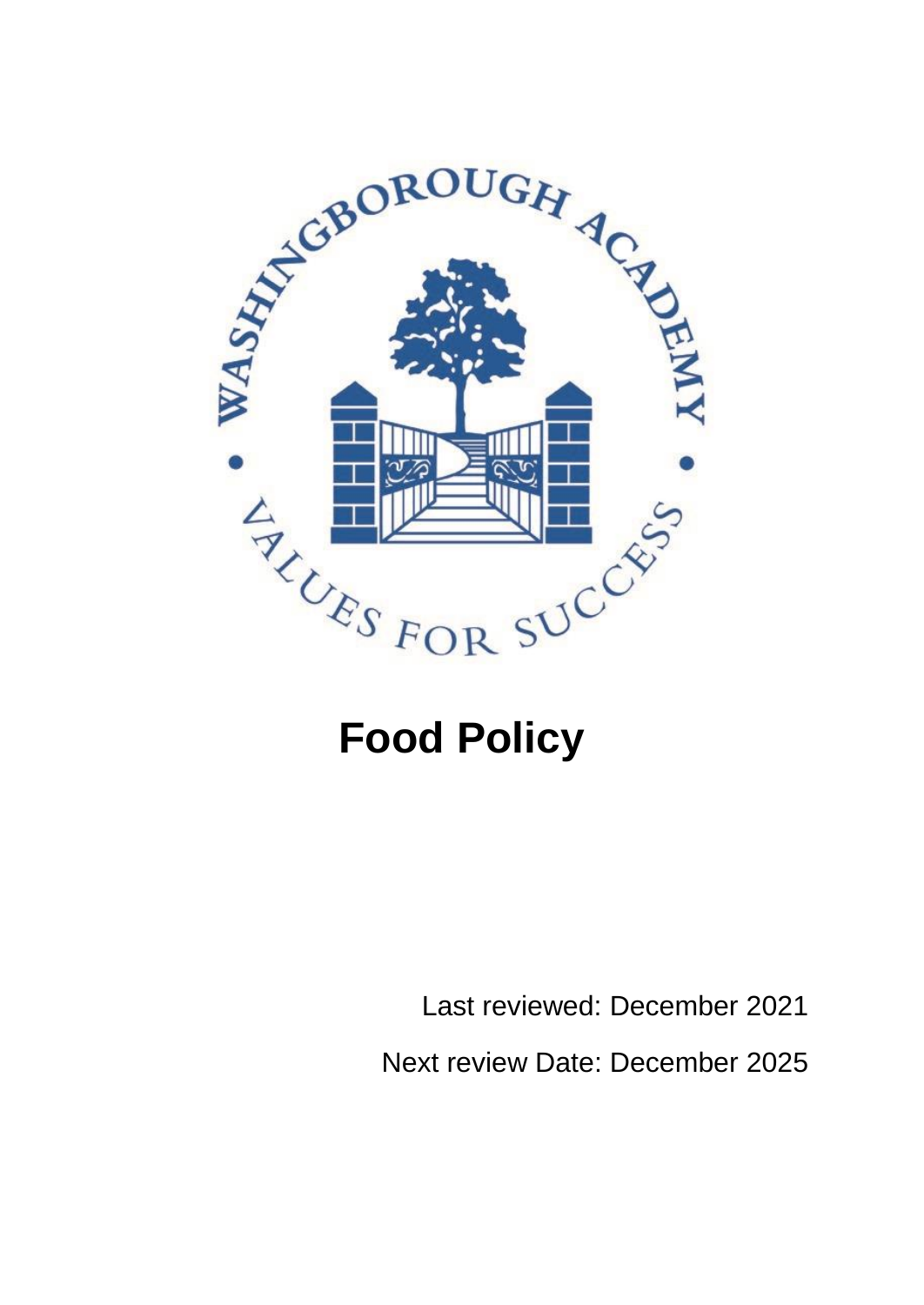# Food Policy

Last reviewed: December 2021

Next review Date: December 2025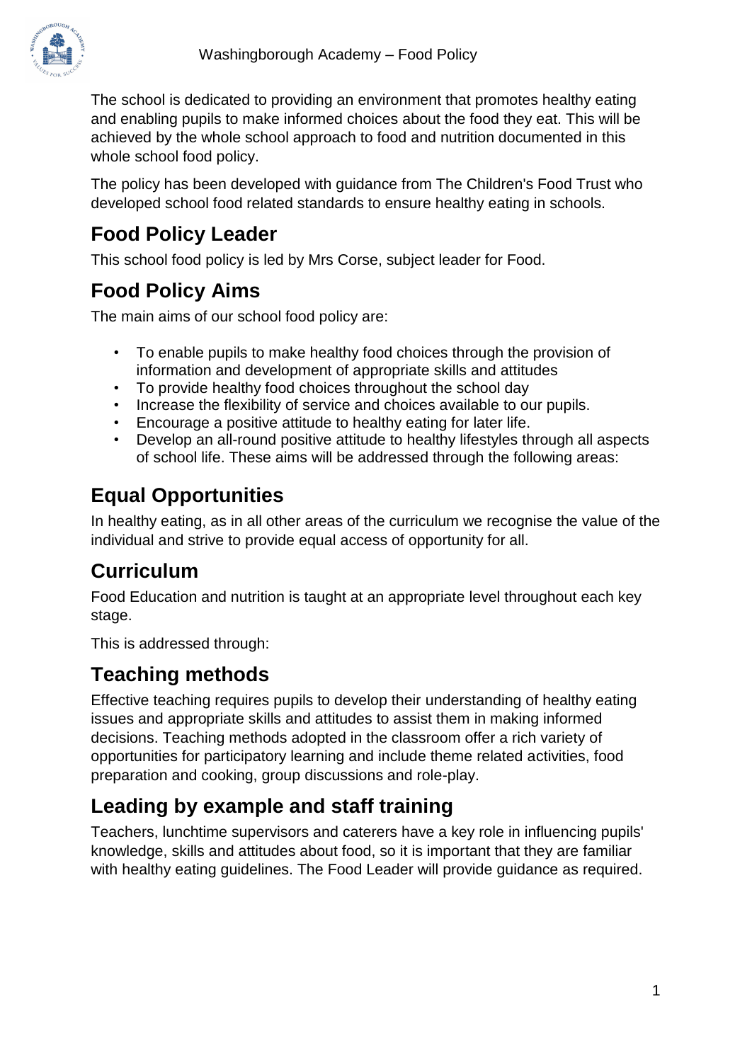The school is dedicated to providing an environment that promotes healthy eating and enabling pupils to make informed choices about the food they eat. This will be achieved by the whole school approach to food and nutrition documented in this whole school food policy.

The policy has been developed with guidance from The Children's Food Trust who developed school food related standards to ensure healthy eating in schools.

## Food Policy Leader

This school food policy is led by Mrs Corse, subject leader for Food.

## Food Policy Aims

The main aims of our school food policy are:

- To enable pupils to make healthy food choices through the provision of information and development of appropriate skills and attitudes
- To provide healthy food choices throughout the school day
- Increase the flexibility of service and choices available to our pupils.
- Encourage a positive attitude to healthy eating for later life.
- Develop an all-round positive attitude to healthy lifestyles through all aspects of school life. These aims will be addressed through the following areas:

## Equal Opportunities

In healthy eating, as in all other areas of the curriculum we recognise the value of the individual and strive to provide equal access of opportunity for all.

## Curriculum

Food Education and nutrition is taught at an appropriate level throughout each key stage.

This is addressed through:

## Teaching methods

Effective teaching requires pupils to develop their understanding of healthy eating issues and appropriate skills and attitudes to assist them in making informed decisions. Teaching methods adopted in the classroom offer a rich variety of opportunities for participatory learning and include theme related activities, food preparation and cooking, group discussions and role-play.

## Leading by example and staff training

Teachers, lunchtime supervisors and caterers have a key role in influencing pupils' knowledge, skills and attitudes about food, so it is important that they are familiar with healthy eating guidelines. The Food Leader will provide guidance as required.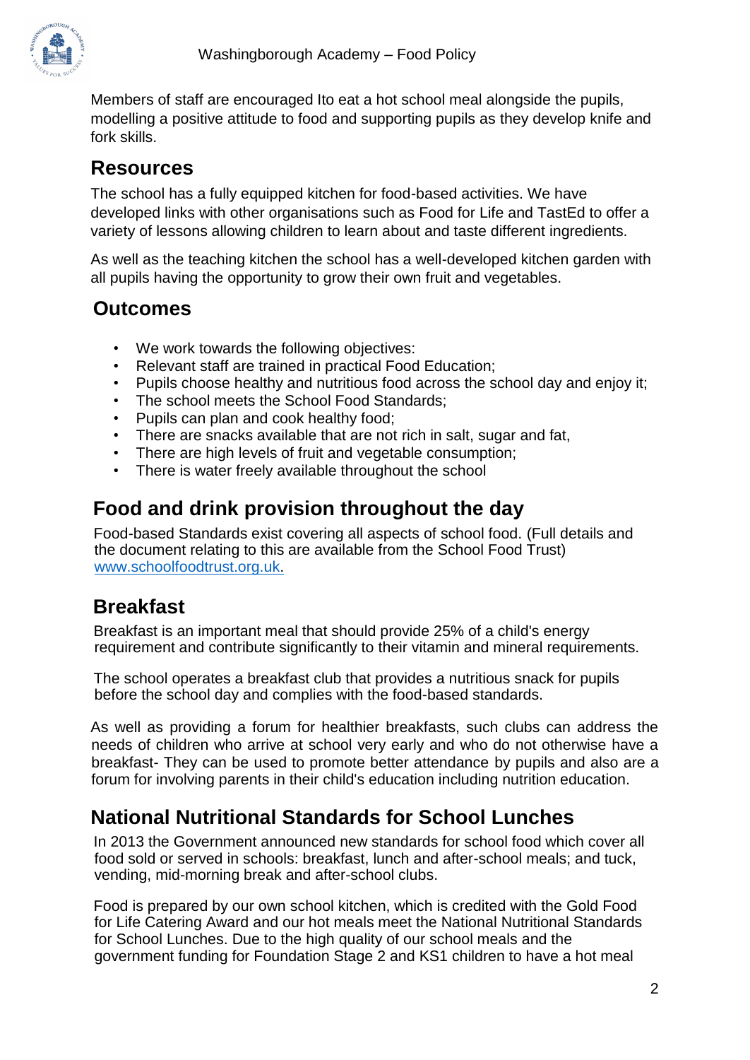Members of staff are encouraged Ito eat a hot school meal alongside the pupils, modelling a positive attitude to food and supporting pupils as they develop knife and fork skills.

## Resources

The school has a fully equipped kitchen for food-based activities. We have developed links with other organisations such as Food for Life and TastEd to offer a variety of lessons allowing children to learn about and taste different ingredients.

As well as the teaching kitchen the school has a well-developed kitchen garden with all pupils having the opportunity to grow their own fruit and vegetables.

## Outcomes

- We work towards the following objectives:
- Relevant staff are trained in practical Food Education;
- Pupils choose healthy and nutritious food across the school day and enjoy it;
- The school meets the School Food Standards;
- Pupils can plan and cook healthy food;
- There are snacks available that are not rich in salt, sugar and fat,
- There are high levels of fruit and vegetable consumption;
- There is water freely available throughout the school

## Food and drink provision throughout the day

Food-based Standards exist covering all aspects of school food. (Full details and the document relating to this are available from the School Food Trust) [www.schoolfoodtrust.org.uk.](www.schoolfoodtrust.org.uk)

## Breakfast

Breakfast is an important meal that should provide 25% of a child's energy requirement and contribute significantly to their vitamin and mineral requirements.

The school operates a breakfast club that provides a nutritious snack for pupils before the school day and complies with the food-based standards.

As well as providing a forum for healthier breakfasts, such clubs can address the needs of children who arrive at school very early and who do not otherwise have a breakfast- They can be used to promote better attendance by pupils and also are a forum for involving parents in their child's education including nutrition education.

## National Nutritional Standards for School Lunches

In 2013 the Government announced new standards for school food which cover all food sold or served in schools: breakfast, lunch and after-school meals; and tuck, vending, mid-morning break and after-school clubs.

Food is prepared by our own school kitchen, which is credited with the Gold Food for Life Catering Award and our hot meals meet the National Nutritional Standards for School Lunches. Due to the high quality of our school meals and the government funding for Foundation Stage 2 and KS1 children to have a hot meal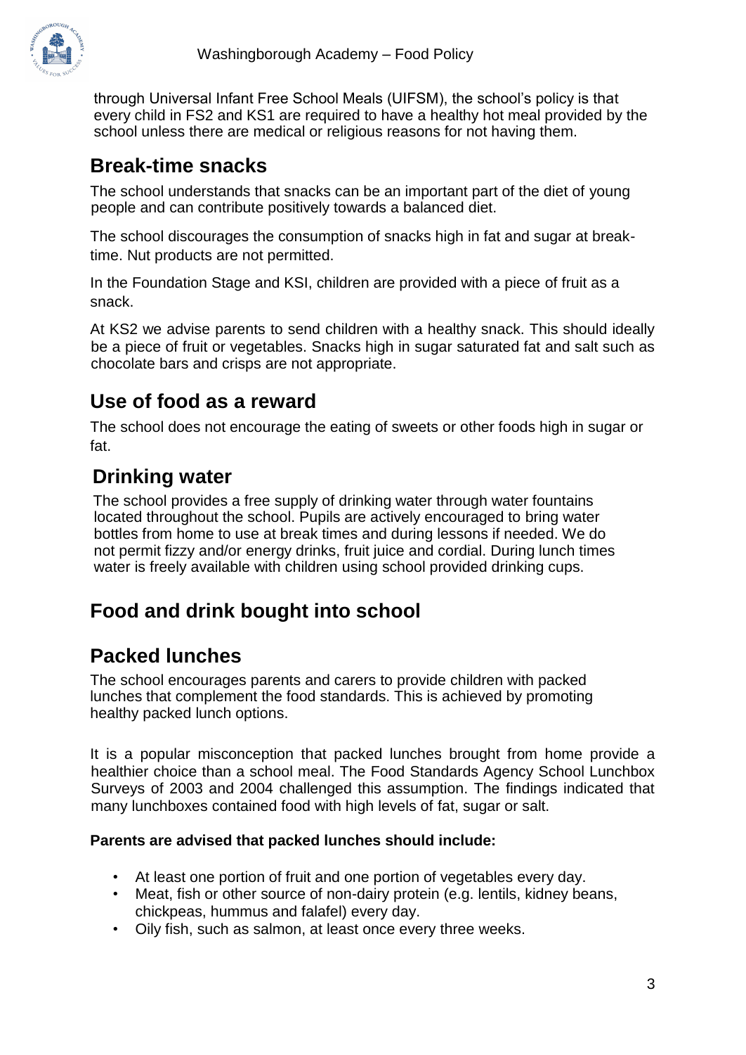through Universal Infant Free School Meals (UIFSM), the school's policy is that every child in FS2 and KS1 are required to have a healthy hot meal provided by the school unless there are medical or religious reasons for not having them.

## Break-time snacks

The school understands that snacks can be an important part of the diet of young people and can contribute positively towards a balanced diet.

The school discourages the consumption of snacks high in fat and sugar at break-time. Nut products are not permitted.

In the Foundation Stage and KSI, children are provided with a piece of fruit as a snack.

At KS2 we advise parents to send children with a healthy snack. This should ideally be a piece of fruit or vegetables. Snacks high in sugar saturated fat and salt such as chocolate bars and crisps are not appropriate.

## Use of food as a reward

The school does not encourage the eating of sweets or other foods high in sugar or fat.

## Drinking water

The school provides a free supply of drinking water through water fountains located throughout the school. Pupils are actively encouraged to bring water bottles from home to use at break times and during lessons if needed. We do not permit fizzy and/or energy drinks, fruit juice and cordial. During lunch times water is freely available with children using school provided drinking cups.

## Food and drink bought into school

## Packed lunches

The school encourages parents and carers to provide children with packed lunches that complement the food standards. This is achieved by promoting healthy packed lunch options.

It is a popular misconception that packed lunches brought from home provide a healthier choice than a school meal. The Food Standards Agency School Lunchbox Surveys of 2003 and 2004 challenged this assumption. The findings indicated that many lunchboxes contained food with high levels of fat, sugar or salt.

**Parents are advised that packed lunches should include:**

- At least one portion of fruit and one portion of vegetables every day.
- Meat, fish or other source of non-dairy protein (e.g. lentils, kidney beans, chickpeas, hummus and falafel) every day.
- Oily fish, such as salmon, at least once every three weeks.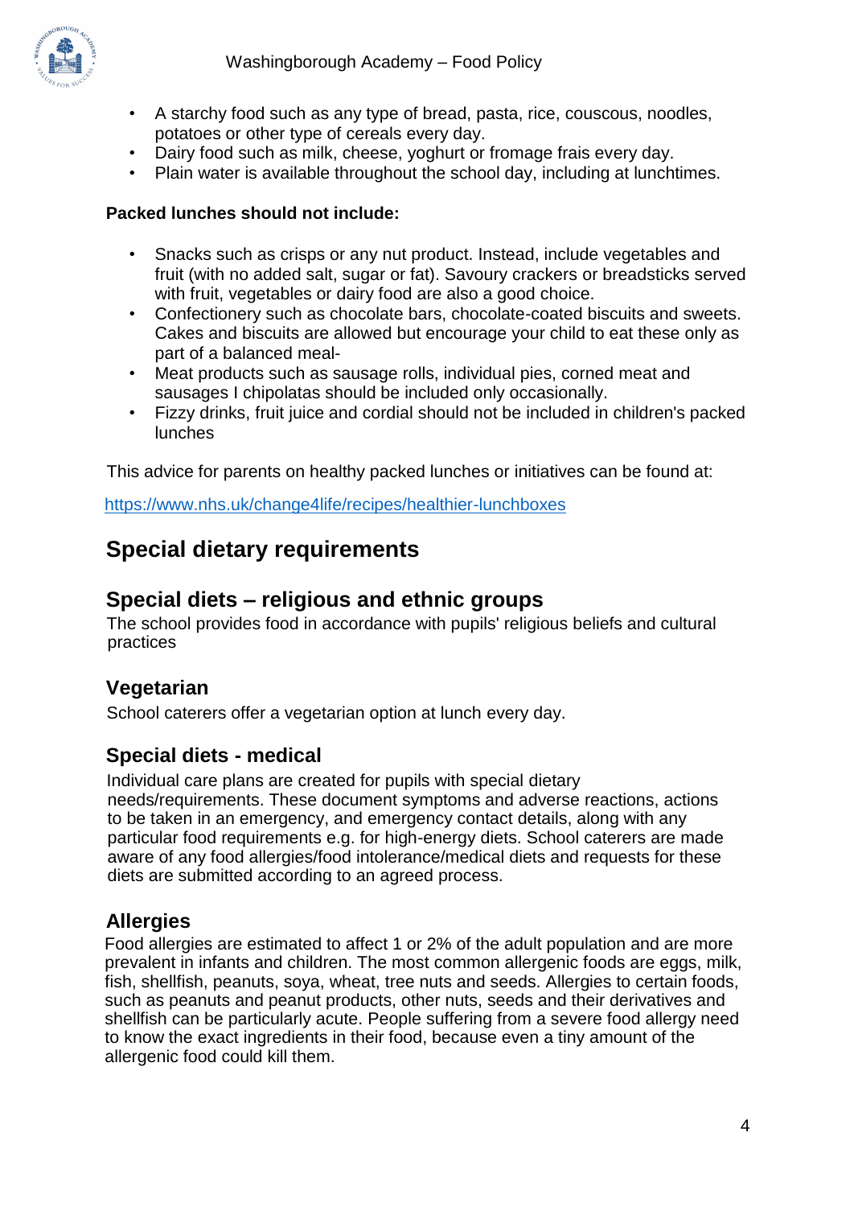- A starchy food such as any type of bread, pasta, rice, couscous, noodles, potatoes or other type of cereals every day.
- Dairy food such as milk, cheese, yoghurt or fromage frais every day.
- Plain water is available throughout the school day, including at lunchtimes.

**Packed lunches should not include:**

- Snacks such as crisps or any nut product. Instead, include vegetables and fruit (with no added salt, sugar or fat). Savoury crackers or breadsticks served with fruit, vegetables or dairy food are also a good choice.
- Confectionery such as chocolate bars, chocolate-coated biscuits and sweets. Cakes and biscuits are allowed but encourage your child to eat these only as part of a balanced meal-
- Meat products such as sausage rolls, individual pies, corned meat and sausages I chipolatas should be included only occasionally.
- Fizzy drinks, fruit juice and cordial should not be included in children's packed lunches

This advice for parents on healthy packed lunches or initiatives can be found at:

https://www.nhs.uk/change4life/recipes/healthier-lunchboxes

## Special dietary requirements

### Special diets – religious and ethnic groups

The school provides food in accordance with pupils' religious beliefs and cultural practices

### Vegetarian

School caterers offer a vegetarian option at lunch every day.

### Special diets - medical

Individual care plans are created for pupils with special dietary needs/requirements. These document symptoms and adverse reactions, actions to be taken in an emergency, and emergency contact details, along with any particular food requirements e.g. for high-energy diets. School caterers are made aware of any food allergies/food intolerance/medical diets and requests for these diets are submitted according to an agreed process.

### Allergies

Food allergies are estimated to affect 1 or 2% of the adult population and are more prevalent in infants and children. The most common allergenic foods are eggs, milk, fish, shellfish, peanuts, soya, wheat, tree nuts and seeds. Allergies to certain foods, such as peanuts and peanut products, other nuts, seeds and their derivatives and shellfish can be particularly acute. People suffering from a severe food allergy need to know the exact ingredients in their food, because even a tiny amount of the allergenic food could kill them.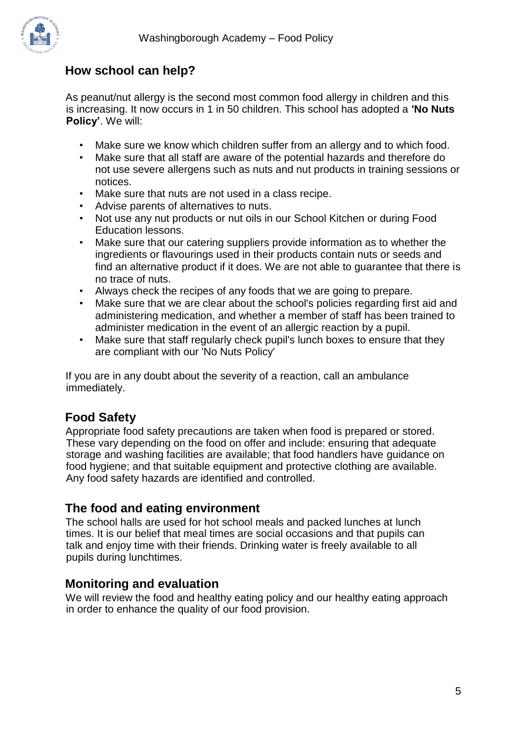## How school can help?

As peanut/nut allergy is the second most common food allergy in children and this is increasing. It now occurs in 1 in 50 children. This school has adopted a **'No Nuts Policy'**. We will:

- Make sure we know which children suffer from an allergy and to which food.
- Make sure that all staff are aware of the potential hazards and therefore do not use severe allergens such as nuts and nut products in training sessions or notices.
- Make sure that nuts are not used in a class recipe.
- Advise parents of alternatives to nuts.
- Not use any nut products or nut oils in our School Kitchen or during Food Education lessons.
- Make sure that our catering suppliers provide information as to whether the ingredients or flavourings used in their products contain nuts or seeds and find an alternative product if it does. We are not able to guarantee that there is no trace of nuts.
- Always check the recipes of any foods that we are going to prepare.
- Make sure that we are clear about the school's policies regarding first aid and administering medication, and whether a member of staff has been trained to administer medication in the event of an allergic reaction by a pupil.
- Make sure that staff regularly check pupil's lunch boxes to ensure that they are compliant with our 'No Nuts Policy'

If you are in any doubt about the severity of a reaction, call an ambulance immediately.

## Food Safety

Appropriate food safety precautions are taken when food is prepared or stored. These vary depending on the food on offer and include: ensuring that adequate storage and washing facilities are available; that food handlers have guidance on food hygiene; and that suitable equipment and protective clothing are available. Any food safety hazards are identified and controlled.

## The food and eating environment

The school halls are used for hot school meals and packed lunches at lunch times. It is our belief that meal times are social occasions and that pupils can talk and enjoy time with their friends. Drinking water is freely available to all pupils during lunchtimes.

## Monitoring and evaluation

We will review the food and healthy eating policy and our healthy eating approach in order to enhance the quality of our food provision.